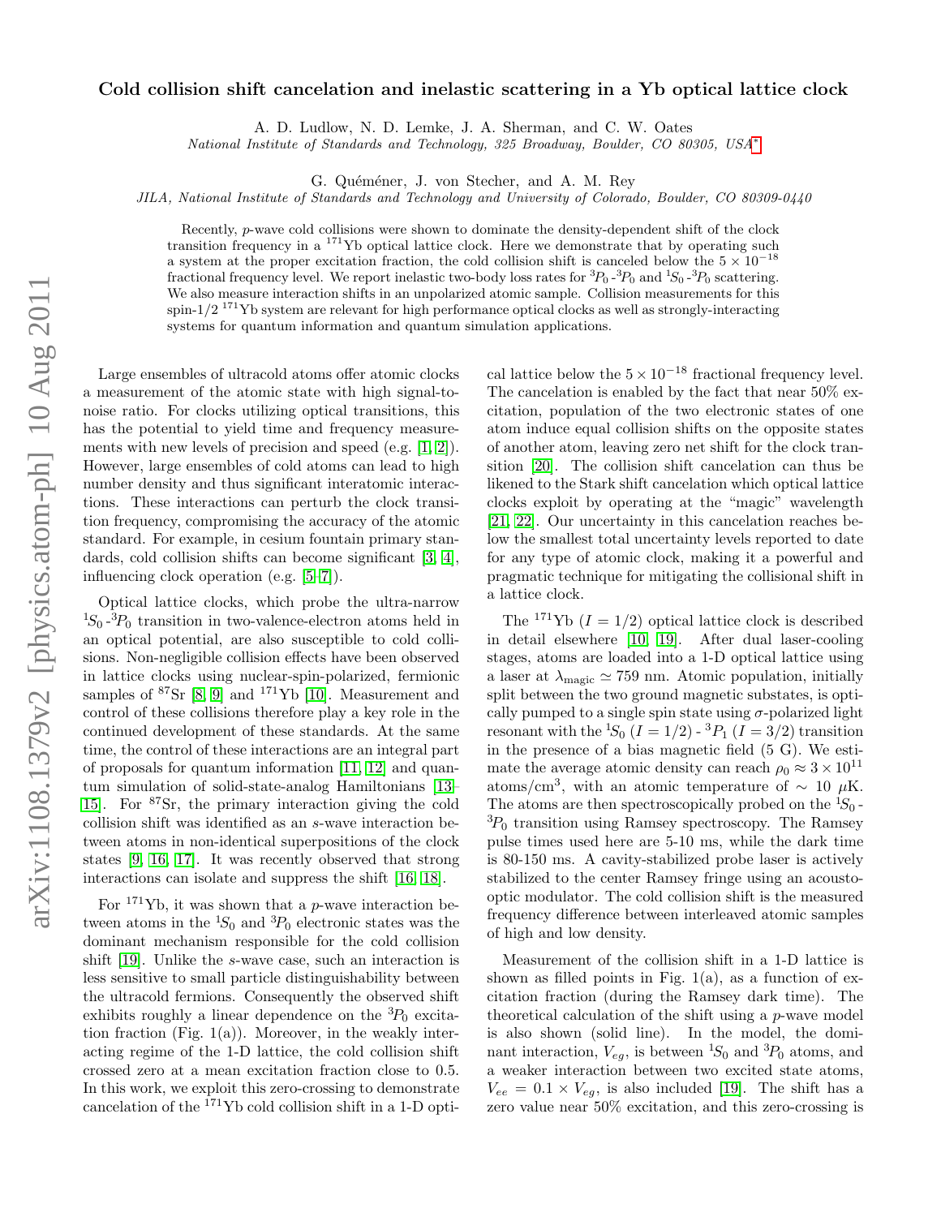# Cold collision shift cancelation and inelastic scattering in a Yb optical lattice clock

A. D. Ludlow, N. D. Lemke, J. A. Sherman, and C. W. Oates

*National Institute of Standards and Technology, 325 Broadway, Boulder, CO 80305, USA*[*]

G. Quéméner, J. von Stecher, and A. M. Rey

*JILA, National Institute of Standards and Technology and University of Colorado, Boulder, CO 80309-0440*

Recently, $p$-wave cold collisions were shown to dominate the density-dependent shift of the clock transition frequency in a $^{171}$Yb optical lattice clock. Here we demonstrate that by operating such a system at the proper excitation fraction, the cold collision shift is canceled below the $5 \times 10^{-18}$ fractional frequency level. We report inelastic two-body loss rates for $^3P_0$-$^3P_0$ and $^1S_0$-$^3P_0$ scattering. We also measure interaction shifts in an unpolarized atomic sample. Collision measurements for this spin-1/2 $^{171}$Yb system are relevant for high performance optical clocks as well as strongly-interacting systems for quantum information and quantum simulation applications.

Large ensembles of ultracold atoms offer atomic clocks a measurement of the atomic state with high signal-to-noise ratio. For clocks utilizing optical transitions, this has the potential to yield time and frequency measurements with new levels of precision and speed (e.g. [1, 2]). However, large ensembles of cold atoms can lead to high number density and thus significant interatomic interactions. These interactions can perturb the clock transition frequency, compromising the accuracy of the atomic standard. For example, in cesium fountain primary standards, cold collision shifts can become significant [3, 4], influencing clock operation (e.g. [5–7]).

Optical lattice clocks, which probe the ultra-narrow $^1S_0$-$^3P_0$ transition in two-valence-electron atoms held in an optical potential, are also susceptible to cold collisions. Non-negligible collision effects have been observed in lattice clocks using nuclear-spin-polarized, fermionic samples of $^{87}$Sr [8, 9] and $^{171}$Yb [10]. Measurement and control of these collisions therefore play a key role in the continued development of these standards. At the same time, the control of these interactions are an integral part of proposals for quantum information [11, 12] and quantum simulation of solid-state-analog Hamiltonians [13–15]. For $^{87}$Sr, the primary interaction giving the cold collision shift was identified as an $s$-wave interaction between atoms in non-identical superpositions of the clock states [9, 16, 17]. It was recently observed that strong interactions can isolate and suppress the shift [16, 18].

For $^{171}$Yb, it was shown that a $p$-wave interaction between atoms in the $^1S_0$ and $^3P_0$ electronic states was the dominant mechanism responsible for the cold collision shift [19]. Unlike the $s$-wave case, such an interaction is less sensitive to small particle distinguishability between the ultracold fermions. Consequently the observed shift exhibits roughly a linear dependence on the $^3P_0$ excitation fraction (Fig. 1(a)). Moreover, in the weakly interacting regime of the 1-D lattice, the cold collision shift crossed zero at a mean excitation fraction close to 0.5. In this work, we exploit this zero-crossing to demonstrate cancelation of the $^{171}$Yb cold collision shift in a 1-D optical lattice below the $5 \times 10^{-18}$ fractional frequency level. The cancelation is enabled by the fact that near 50% excitation, population of the two electronic states of one atom induce equal collision shifts on the opposite states of another atom, leaving zero net shift for the clock transition [20]. The collision shift cancelation can thus be likened to the Stark shift cancelation which optical lattice clocks exploit by operating at the "magic" wavelength [21, 22]. Our uncertainty in this cancelation reaches below the smallest total uncertainty levels reported to date for any type of atomic clock, making it a powerful and pragmatic technique for mitigating the collisional shift in a lattice clock.

The $^{171}$Yb ($I = 1/2$) optical lattice clock is described in detail elsewhere [10, 19]. After dual laser-cooling stages, atoms are loaded into a 1-D optical lattice using a laser at $\lambda_{\text{magic}} \simeq 759$ nm. Atomic population, initially split between the two ground magnetic substates, is optically pumped to a single spin state using $\sigma$-polarized light resonant with the $^1S_0$ ($I = 1/2$) - $^3P_1$ ($I = 3/2$) transition in the presence of a bias magnetic field (5 G). We estimate the average atomic density can reach $\rho_0 \approx 3 \times 10^{11}$ atoms/cm$^3$, with an atomic temperature of $\sim 10$ $\mu$K. The atoms are then spectroscopically probed on the $^1S_0$-$^3P_0$ transition using Ramsey spectroscopy. The Ramsey pulse times used here are 5-10 ms, while the dark time is 80-150 ms. A cavity-stabilized probe laser is actively stabilized to the center Ramsey fringe using an acousto-optic modulator. The cold collision shift is the measured frequency difference between interleaved atomic samples of high and low density.

Measurement of the collision shift in a 1-D lattice is shown as filled points in Fig. 1(a), as a function of excitation fraction (during the Ramsey dark time). The theoretical calculation of the shift using a $p$-wave model is also shown (solid line). In the model, the dominant interaction, $V_{eg}$, is between $^1S_0$ and $^3P_0$ atoms, and a weaker interaction between two excited state atoms, $V_{ee} = 0.1 \times V_{eg}$, is also included [19]. The shift has a zero value near 50% excitation, and this zero-crossing is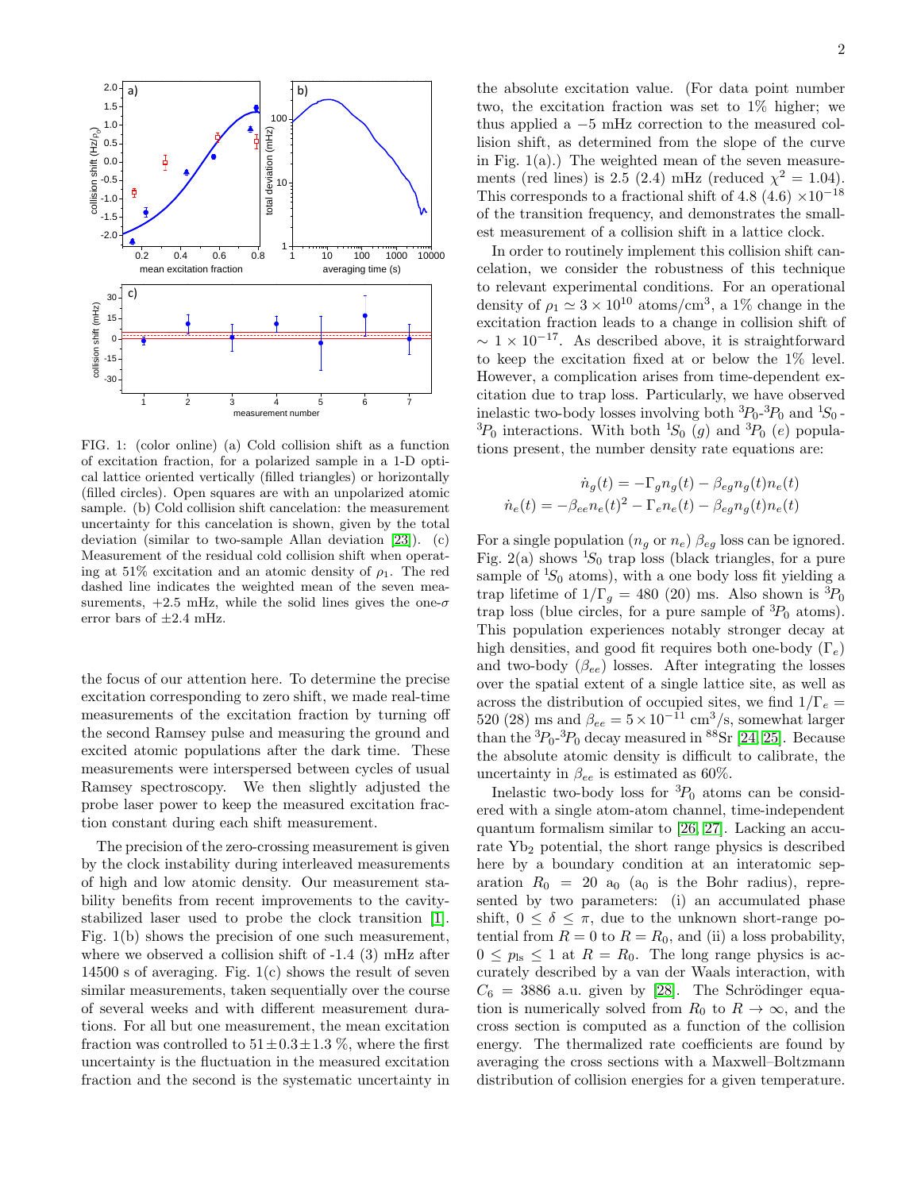FIG. 1: (color online) (a) Cold collision shift as a function of excitation fraction, for a polarized sample in a 1-D optical lattice oriented vertically (filled triangles) or horizontally (filled circles). Open squares are with an unpolarized atomic sample. (b) Cold collision shift cancelation: the measurement uncertainty for this cancelation is shown, given by the total deviation (similar to two-sample Allan deviation [23]). (c) Measurement of the residual cold collision shift when operating at 51% excitation and an atomic density of $\rho_1$. The red dashed line indicates the weighted mean of the seven measurements, +2.5 mHz, while the solid lines gives the one-$\sigma$ error bars of $\pm$2.4 mHz.

the focus of our attention here. To determine the precise excitation corresponding to zero shift, we made real-time measurements of the excitation fraction by turning off the second Ramsey pulse and measuring the ground and excited atomic populations after the dark time. These measurements were interspersed between cycles of usual Ramsey spectroscopy. We then slightly adjusted the probe laser power to keep the measured excitation fraction constant during each shift measurement.

The precision of the zero-crossing measurement is given by the clock instability during interleaved measurements of high and low atomic density. Our measurement stability benefits from recent improvements to the cavity-stabilized laser used to probe the clock transition [1]. Fig. 1(b) shows the precision of one such measurement, where we observed a collision shift of -1.4 (3) mHz after 14500 s of averaging. Fig. 1(c) shows the result of seven similar measurements, taken sequentially over the course of several weeks and with different measurement durations. For all but one measurement, the mean excitation fraction was controlled to $51 \pm 0.3 \pm 1.3$ %, where the first uncertainty is the fluctuation in the measured excitation fraction and the second is the systematic uncertainty in the absolute excitation value. (For data point number two, the excitation fraction was set to 1% higher; we thus applied a −5 mHz correction to the measured collision shift, as determined from the slope of the curve in Fig. 1(a).) The weighted mean of the seven measurements (red lines) is 2.5 (2.4) mHz (reduced $\chi^2 = 1.04$). This corresponds to a fractional shift of 4.8 (4.6) $\times 10^{-18}$ of the transition frequency, and demonstrates the smallest measurement of a collision shift in a lattice clock.

In order to routinely implement this collision shift cancelation, we consider the robustness of this technique to relevant experimental conditions. For an operational density of $\rho_1 \simeq 3\times10^{10}$ atoms/cm$^3$, a 1% change in the excitation fraction leads to a change in collision shift of $\sim 1\times10^{-17}$. As described above, it is straightforward to keep the excitation fixed at or below the 1% level. However, a complication arises from time-dependent excitation due to trap loss. Particularly, we have observed inelastic two-body losses involving both $^3P_0$-$^3P_0$ and $^1S_0$-$^3P_0$ interactions. With both $^1S_0$ ($g$) and $^3P_0$ ($e$) populations present, the number density rate equations are:

$$\dot{n}_g(t) = -\Gamma_g n_g(t) - \beta_{eg} n_g(t) n_e(t)$$
$$\dot{n}_e(t) = -\beta_{ee} n_e(t)^2 - \Gamma_e n_e(t) - \beta_{eg} n_g(t) n_e(t)$$

For a single population ($n_g$ or $n_e$) $\beta_{eg}$ loss can be ignored. Fig. 2(a) shows $^1S_0$ trap loss (black triangles, for a pure sample of $^1S_0$ atoms), with a one body loss fit yielding a trap lifetime of $1/\Gamma_g$ = 480 (20) ms. Also shown is $^3P_0$ trap loss (blue circles, for a pure sample of $^3P_0$ atoms). This population experiences notably stronger decay at high densities, and good fit requires both one-body ($\Gamma_e$) and two-body ($\beta_{ee}$) losses. After integrating the losses over the spatial extent of a single lattice site, as well as across the distribution of occupied sites, we find $1/\Gamma_e$ = 520 (28) ms and $\beta_{ee} = 5\times10^{-11}$ cm$^3$/s, somewhat larger than the $^3P_0$-$^3P_0$ decay measured in $^{88}$Sr [24, 25]. Because the absolute atomic density is difficult to calibrate, the uncertainty in $\beta_{ee}$ is estimated as 60%.

Inelastic two-body loss for $^3P_0$ atoms can be considered with a single atom-atom channel, time-independent quantum formalism similar to [26, 27]. Lacking an accurate $Yb_2$ potential, the short range physics is described here by a boundary condition at an interatomic separation $R_0$ = 20 a$_0$ (a$_0$ is the Bohr radius), represented by two parameters: (i) an accumulated phase shift, $0 \leq \delta \leq \pi$, due to the unknown short-range potential from $R = 0$ to $R = R_0$, and (ii) a loss probability, $0 \leq p_{\rm ls} \leq 1$ at $R = R_0$. The long range physics is accurately described by a van der Waals interaction, with $C_6$ = 3886 a.u. given by [28]. The Schrödinger equation is numerically solved from $R_0$ to $R \to \infty$, and the cross section is computed as a function of the collision energy. The thermalized rate coefficients are found by averaging the cross sections with a Maxwell–Boltzmann distribution of collision energies for a given temperature.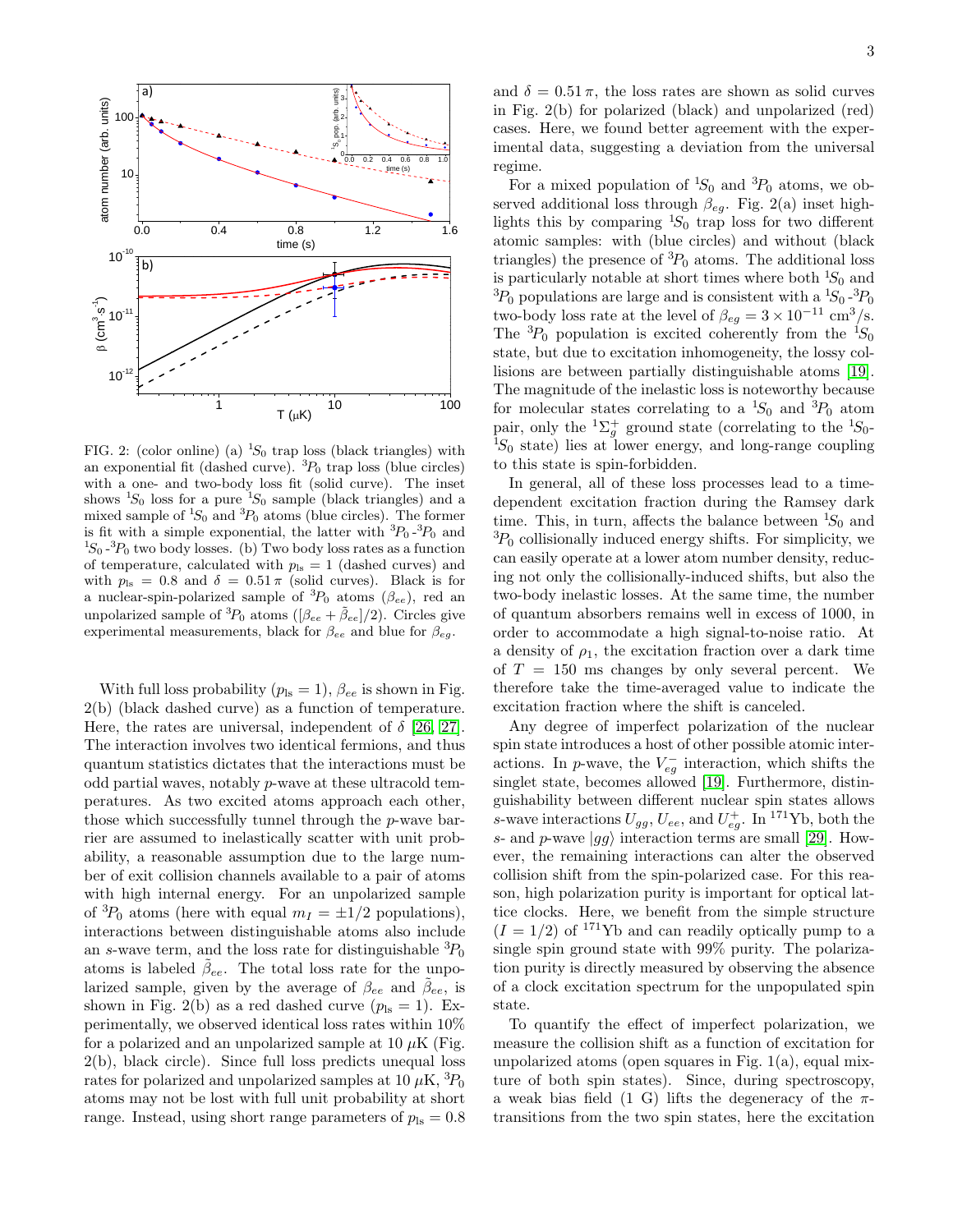FIG. 2: (color online) (a) $^1S_0$ trap loss (black triangles) with an exponential fit (dashed curve). $^3P_0$ trap loss (blue circles) with a one- and two-body loss fit (solid curve). The inset shows $^1S_0$ loss for a pure $^1S_0$ sample (black triangles) and a mixed sample of $^1S_0$ and $^3P_0$ atoms (blue circles). The former is fit with a simple exponential, the latter with $^3P_0$-$^3P_0$ and $^1S_0$-$^3P_0$ two body losses. (b) Two body loss rates as a function of temperature, calculated with $p_{\rm ls} = 1$ (dashed curves) and with $p_{\rm ls} = 0.8$ and $\delta = 0.51\,\pi$ (solid curves). Black is for a nuclear-spin-polarized sample of $^3P_0$ atoms ($\beta_{ee}$), red an unpolarized sample of $^3P_0$ atoms ($[\beta_{ee} + \tilde{\beta}_{ee}]/2$). Circles give experimental measurements, black for $\beta_{ee}$ and blue for $\beta_{eg}$.

With full loss probability ($p_{\rm ls} = 1$), $\beta_{ee}$ is shown in Fig. 2(b) (black dashed curve) as a function of temperature. Here, the rates are universal, independent of $\delta$ [26, 27]. The interaction involves two identical fermions, and thus quantum statistics dictates that the interactions must be odd partial waves, notably *p*-wave at these ultracold temperatures. As two excited atoms approach each other, those which successfully tunnel through the *p*-wave barrier are assumed to inelastically scatter with unit probability, a reasonable assumption due to the large number of exit collision channels available to a pair of atoms with high internal energy. For an unpolarized sample of $^3P_0$ atoms (here with equal $m_I = \pm 1/2$ populations), interactions between distinguishable atoms also include an *s*-wave term, and the loss rate for distinguishable $^3P_0$ atoms is labeled $\tilde{\beta}_{ee}$. The total loss rate for the unpolarized sample, given by the average of $\beta_{ee}$ and $\tilde{\beta}_{ee}$, is shown in Fig. 2(b) as a red dashed curve ($p_{\rm ls} = 1$). Experimentally, we observed identical loss rates within 10% for a polarized and an unpolarized sample at 10 $\mu$K (Fig. 2(b), black circle). Since full loss predicts unequal loss rates for polarized and unpolarized samples at 10 $\mu$K, $^3P_0$ atoms may not be lost with full unit probability at short range. Instead, using short range parameters of $p_{\rm ls} = 0.8$ and $\delta = 0.51\,\pi$, the loss rates are shown as solid curves in Fig. 2(b) for polarized (black) and unpolarized (red) cases. Here, we found better agreement with the experimental data, suggesting a deviation from the universal regime.

For a mixed population of $^1S_0$ and $^3P_0$ atoms, we observed additional loss through $\beta_{eg}$. Fig. 2(a) inset highlights this by comparing $^1S_0$ trap loss for two different atomic samples: with (blue circles) and without (black triangles) the presence of $^3P_0$ atoms. The additional loss is particularly notable at short times where both $^1S_0$ and $^3P_0$ populations are large and is consistent with a $^1S_0$-$^3P_0$ two-body loss rate at the level of $\beta_{eg} = 3 \times 10^{-11}$ cm$^3$/s. The $^3P_0$ population is excited coherently from the $^1S_0$ state, but due to excitation inhomogeneity, the lossy collisions are between partially distinguishable atoms [19]. The magnitude of the inelastic loss is noteworthy because for molecular states correlating to a $^1S_0$ and $^3P_0$ atom pair, only the $^1\Sigma_g^+$ ground state (correlating to the $^1S_0$-$^1S_0$ state) lies at lower energy, and long-range coupling to this state is spin-forbidden.

In general, all of these loss processes lead to a time-dependent excitation fraction during the Ramsey dark time. This, in turn, affects the balance between $^1S_0$ and $^3P_0$ collisionally induced energy shifts. For simplicity, we can easily operate at a lower atom number density, reducing not only the collisionally-induced shifts, but also the two-body inelastic losses. At the same time, the number of quantum absorbers remains well in excess of 1000, in order to accommodate a high signal-to-noise ratio. At a density of $\rho_1$, the excitation fraction over a dark time of $T = 150$ ms changes by only several percent. We therefore take the time-averaged value to indicate the excitation fraction where the shift is canceled.

Any degree of imperfect polarization of the nuclear spin state introduces a host of other possible atomic interactions. In *p*-wave, the $V_{eg}^-$ interaction, which shifts the singlet state, becomes allowed [19]. Furthermore, distinguishability between different nuclear spin states allows *s*-wave interactions $U_{gg}$, $U_{ee}$, and $U_{eg}^+$. In $^{171}$Yb, both the *s*- and *p*-wave $|gg\rangle$ interaction terms are small [29]. However, the remaining interactions can alter the observed collision shift from the spin-polarized case. For this reason, high polarization purity is important for optical lattice clocks. Here, we benefit from the simple structure ($I = 1/2$) of $^{171}$Yb and can readily optically pump to a single spin ground state with 99% purity. The polarization purity is directly measured by observing the absence of a clock excitation spectrum for the unpopulated spin state.

To quantify the effect of imperfect polarization, we measure the collision shift as a function of excitation for unpolarized atoms (open squares in Fig. 1(a), equal mixture of both spin states). Since, during spectroscopy, a weak bias field (1 G) lifts the degeneracy of the $\pi$-transitions from the two spin states, here the excitation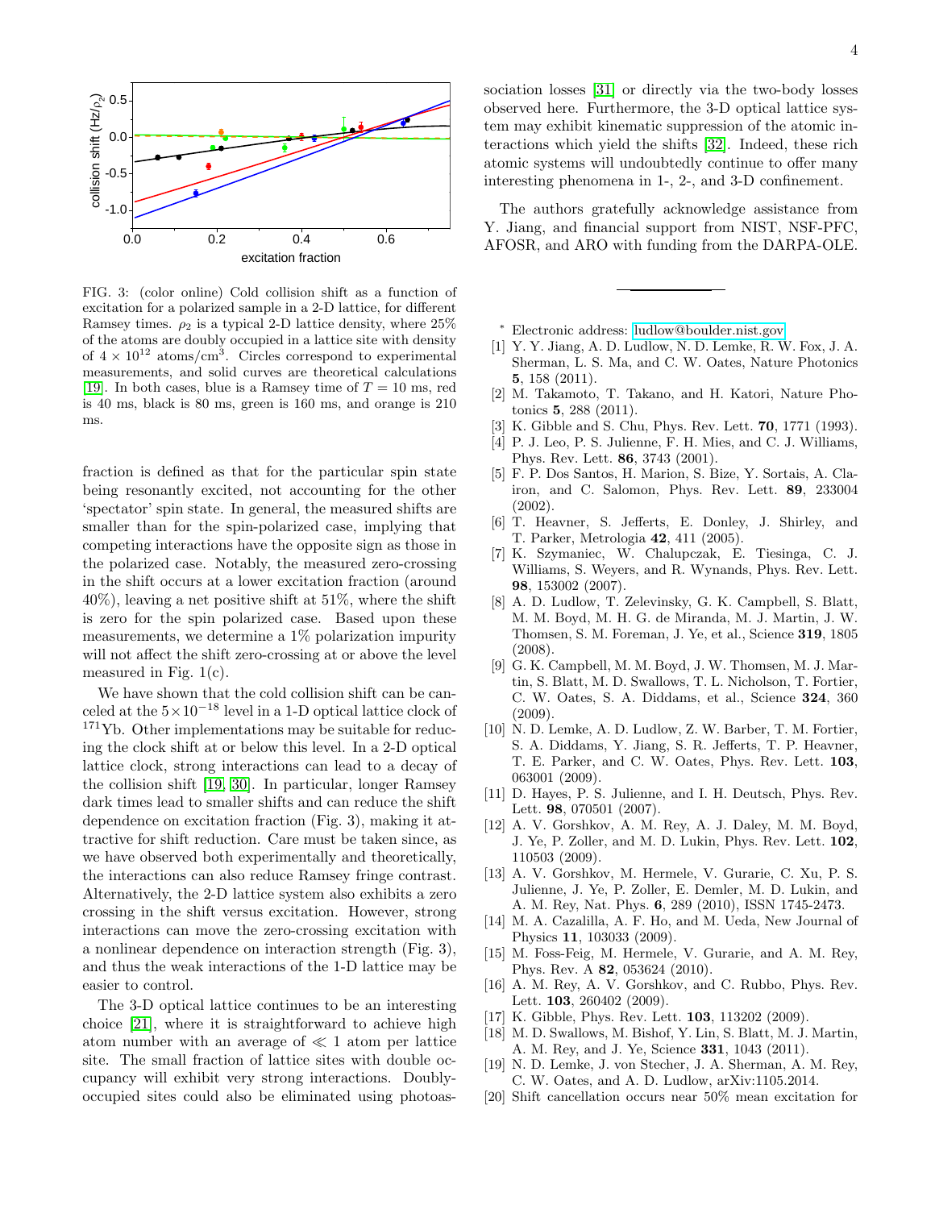FIG. 3: (color online) Cold collision shift as a function of excitation for a polarized sample in a 2-D lattice, for different Ramsey times. $\rho_2$ is a typical 2-D lattice density, where 25% of the atoms are doubly occupied in a lattice site with density of $4 \times 10^{12}$ atoms/cm$^3$. Circles correspond to experimental measurements, and solid curves are theoretical calculations [19]. In both cases, blue is a Ramsey time of $T = 10$ ms, red is 40 ms, black is 80 ms, green is 160 ms, and orange is 210 ms.

fraction is defined as that for the particular spin state being resonantly excited, not accounting for the other 'spectator' spin state. In general, the measured shifts are smaller than for the spin-polarized case, implying that competing interactions have the opposite sign as those in the polarized case. Notably, the measured zero-crossing in the shift occurs at a lower excitation fraction (around 40%), leaving a net positive shift at 51%, where the shift is zero for the spin polarized case. Based upon these measurements, we determine a 1% polarization impurity will not affect the shift zero-crossing at or above the level measured in Fig. 1(c).

We have shown that the cold collision shift can be canceled at the $5 \times 10^{-18}$ level in a 1-D optical lattice clock of $^{171}$Yb. Other implementations may be suitable for reducing the clock shift at or below this level. In a 2-D optical lattice clock, strong interactions can lead to a decay of the collision shift [19, 30]. In particular, longer Ramsey dark times lead to smaller shifts and can reduce the shift dependence on excitation fraction (Fig. 3), making it attractive for shift reduction. Care must be taken since, as we have observed both experimentally and theoretically, the interactions can also reduce Ramsey fringe contrast. Alternatively, the 2-D lattice system also exhibits a zero crossing in the shift versus excitation. However, strong interactions can move the zero-crossing excitation with a nonlinear dependence on interaction strength (Fig. 3), and thus the weak interactions of the 1-D lattice may be easier to control.

The 3-D optical lattice continues to be an interesting choice [21], where it is straightforward to achieve high atom number with an average of $\ll 1$ atom per lattice site. The small fraction of lattice sites with double occupancy will exhibit very strong interactions. Doubly-occupied sites could also be eliminated using photoassociation losses [31] or directly via the two-body losses observed here. Furthermore, the 3-D optical lattice system may exhibit kinematic suppression of the atomic interactions which yield the shifts [32]. Indeed, these rich atomic systems will undoubtedly continue to offer many interesting phenomena in 1-, 2-, and 3-D confinement.

The authors gratefully acknowledge assistance from Y. Jiang, and financial support from NIST, NSF-PFC, AFOSR, and ARO with funding from the DARPA-OLE.

---

* Electronic address: ludlow@boulder.nist.gov

[1] Y. Y. Jiang, A. D. Ludlow, N. D. Lemke, R. W. Fox, J. A. Sherman, L. S. Ma, and C. W. Oates, Nature Photonics **5**, 158 (2011).

[2] M. Takamoto, T. Takano, and H. Katori, Nature Photonics **5**, 288 (2011).

[3] K. Gibble and S. Chu, Phys. Rev. Lett. **70**, 1771 (1993).

[4] P. J. Leo, P. S. Julienne, F. H. Mies, and C. J. Williams, Phys. Rev. Lett. **86**, 3743 (2001).

[5] F. P. Dos Santos, H. Marion, S. Bize, Y. Sortais, A. Clairon, and C. Salomon, Phys. Rev. Lett. **89**, 233004 (2002).

[6] T. Heavner, S. Jefferts, E. Donley, J. Shirley, and T. Parker, Metrologia **42**, 411 (2005).

[7] K. Szymaniec, W. Chalupczak, E. Tiesinga, C. J. Williams, S. Weyers, and R. Wynands, Phys. Rev. Lett. **98**, 153002 (2007).

[8] A. D. Ludlow, T. Zelevinsky, G. K. Campbell, S. Blatt, M. M. Boyd, M. H. G. de Miranda, M. J. Martin, J. W. Thomsen, S. M. Foreman, J. Ye, et al., Science **319**, 1805 (2008).

[9] G. K. Campbell, M. M. Boyd, J. W. Thomsen, M. J. Martin, S. Blatt, M. D. Swallows, T. L. Nicholson, T. Fortier, C. W. Oates, S. A. Diddams, et al., Science **324**, 360 (2009).

[10] N. D. Lemke, A. D. Ludlow, Z. W. Barber, T. M. Fortier, S. A. Diddams, Y. Jiang, S. R. Jefferts, T. P. Heavner, T. E. Parker, and C. W. Oates, Phys. Rev. Lett. **103**, 063001 (2009).

[11] D. Hayes, P. S. Julienne, and I. H. Deutsch, Phys. Rev. Lett. **98**, 070501 (2007).

[12] A. V. Gorshkov, A. M. Rey, A. J. Daley, M. M. Boyd, J. Ye, P. Zoller, and M. D. Lukin, Phys. Rev. Lett. **102**, 110503 (2009).

[13] A. V. Gorshkov, M. Hermele, V. Gurarie, C. Xu, P. S. Julienne, J. Ye, P. Zoller, E. Demler, M. D. Lukin, and A. M. Rey, Nat. Phys. **6**, 289 (2010), ISSN 1745-2473.

[14] M. A. Cazalilla, A. F. Ho, and M. Ueda, New Journal of Physics **11**, 103033 (2009).

[15] M. Foss-Feig, M. Hermele, V. Gurarie, and A. M. Rey, Phys. Rev. A **82**, 053624 (2010).

[16] A. M. Rey, A. V. Gorshkov, and C. Rubbo, Phys. Rev. Lett. **103**, 260402 (2009).

[17] K. Gibble, Phys. Rev. Lett. **103**, 113202 (2009).

[18] M. D. Swallows, M. Bishof, Y. Lin, S. Blatt, M. J. Martin, A. M. Rey, and J. Ye, Science **331**, 1043 (2011).

[19] N. D. Lemke, J. von Stecher, J. A. Sherman, A. M. Rey, C. W. Oates, and A. D. Ludlow, arXiv:1105.2014.

[20] Shift cancellation occurs near 50% mean excitation for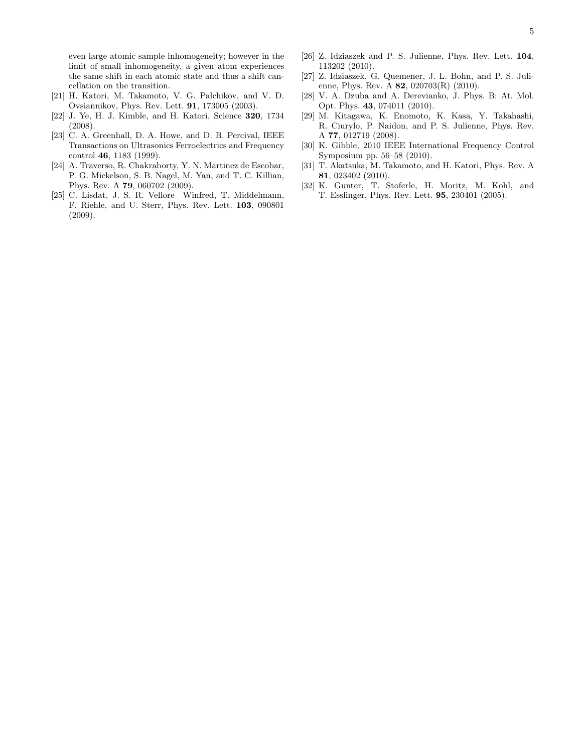even large atomic sample inhomogeneity; however in the limit of small inhomogeneity, a given atom experiences the same shift in each atomic state and thus a shift cancellation on the transition.

[21] H. Katori, M. Takamoto, V. G. Palchikov, and V. D. Ovsiannikov, Phys. Rev. Lett. **91**, 173005 (2003).

[22] J. Ye, H. J. Kimble, and H. Katori, Science **320**, 1734 (2008).

[23] C. A. Greenhall, D. A. Howe, and D. B. Percival, IEEE Transactions on Ultrasonics Ferroelectrics and Frequency control **46**, 1183 (1999).

[24] A. Traverso, R. Chakraborty, Y. N. Martinez de Escobar, P. G. Mickelson, S. B. Nagel, M. Yan, and T. C. Killian, Phys. Rev. A **79**, 060702 (2009).

[25] C. Lisdat, J. S. R. Vellore Winfred, T. Middelmann, F. Riehle, and U. Sterr, Phys. Rev. Lett. **103**, 090801 (2009).

[26] Z. Idziaszek and P. S. Julienne, Phys. Rev. Lett. **104**, 113202 (2010).

[27] Z. Idziaszek, G. Quemener, J. L. Bohn, and P. S. Julienne, Phys. Rev. A **82**, 020703(R) (2010).

[28] V. A. Dzuba and A. Derevianko, J. Phys. B: At. Mol. Opt. Phys. **43**, 074011 (2010).

[29] M. Kitagawa, K. Enomoto, K. Kasa, Y. Takahashi, R. Ciurylo, P. Naidon, and P. S. Julienne, Phys. Rev. A **77**, 012719 (2008).

[30] K. Gibble, 2010 IEEE International Frequency Control Symposium pp. 56–58 (2010).

[31] T. Akatsuka, M. Takamoto, and H. Katori, Phys. Rev. A **81**, 023402 (2010).

[32] K. Gunter, T. Stoferle, H. Moritz, M. Kohl, and T. Esslinger, Phys. Rev. Lett. **95**, 230401 (2005).